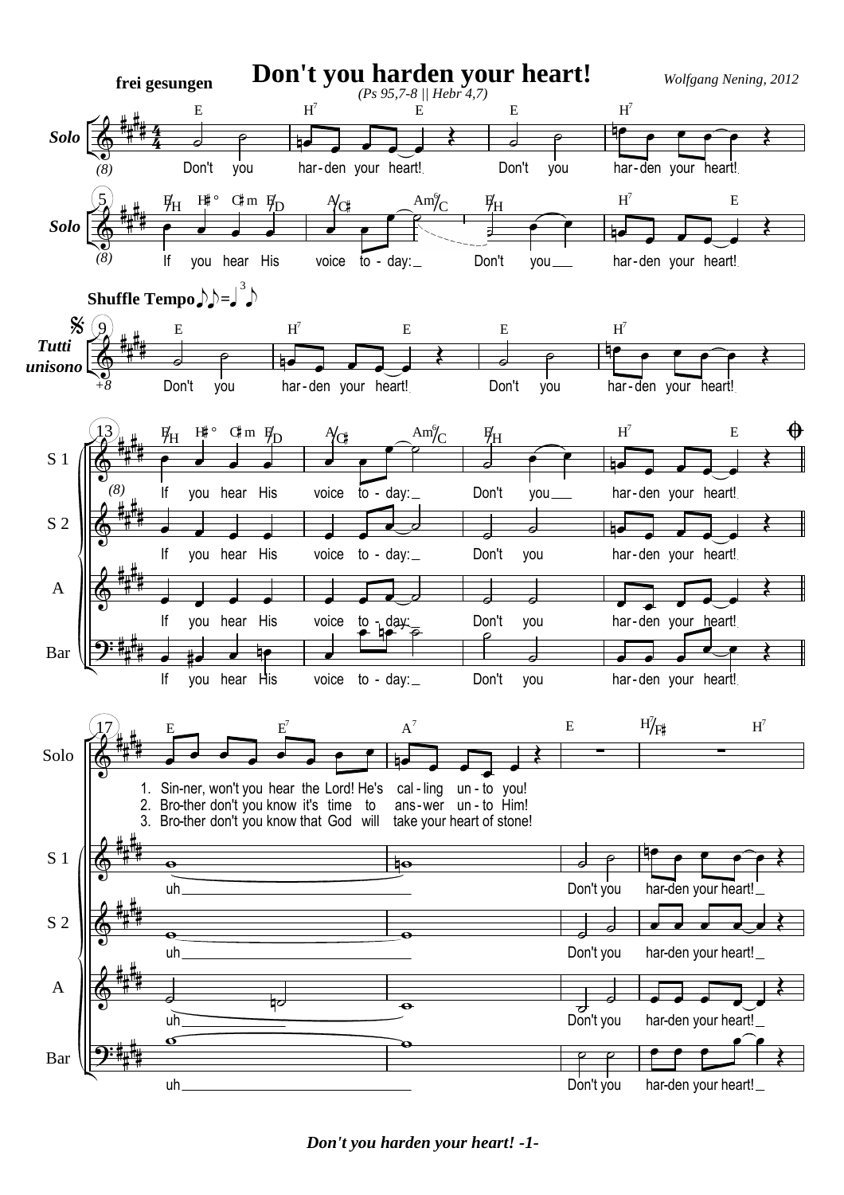# Don't you harden your heart!

*(Ps 95,7-8 || Hebr 4,7)*

*Wolfgang Nening, 2012*

**frei gesungen**

Solo:
Don't you harden your heart! Don't you harden your heart!
If you hear His voice today: Don't you harden your heart!

**Shuffle Tempo**

Tutti unisono:
Don't you harden your heart! Don't you harden your heart!

S 1, S 2, A, Bar:
If you hear His voice today: Don't you harden your heart!

Solo:
1. Sinner, won't you hear the Lord! He's calling unto you!
2. Brother don't you know it's time to answer unto Him!
3. Brother don't you know that God will take your heart of stone!

S 1, S 2, A, Bar:
uh Don't you harden your heart!

*Don't you harden your heart! -1-*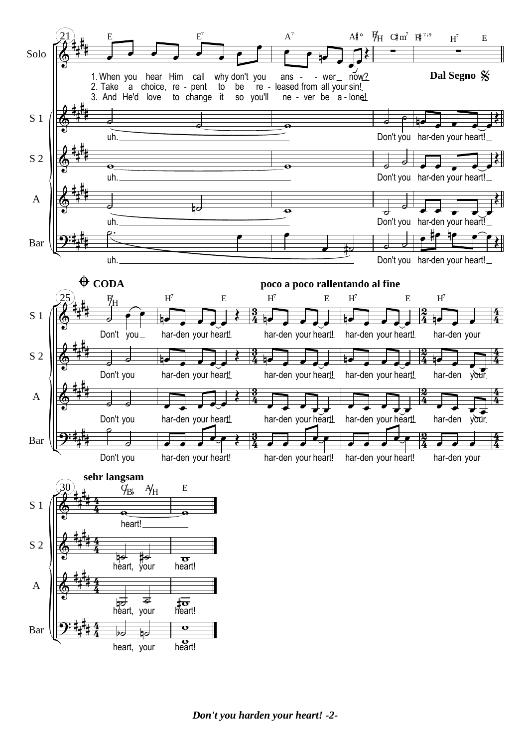Solo

1. When you hear Him call why don't you ans - - wer_ now?
2. Take a choice, re - pent to be re - leased from all your sin!
3. And He'd love to change it so you'll ne - ver be a - lone!

**Dal Segno**

S 1: uh. Don't you har-den your heart!_

S 2: uh. Don't you har-den your heart!_

A: uh. Don't you har-den your heart!_

Bar: uh. Don't you har-den your heart!_

**CODA** **poco a poco rallentando al fine**

S 1: Don't you_ har-den your heart! har-den your heart! har-den your heart! har-den your

S 2: Don't you har-den your heart! har-den your heart! har-den your heart! har-den your

A: Don't you har-den your heart! har-den your heart! har-den your heart! har-den your

Bar: Don't you har-den your heart! har-den your heart! har-den your heart! har-den your

**sehr langsam**

S 1: heart!

S 2: heart, your heart!

A: heart, your heart!

Bar: heart, your heart!

*Don't you harden your heart! -2-*